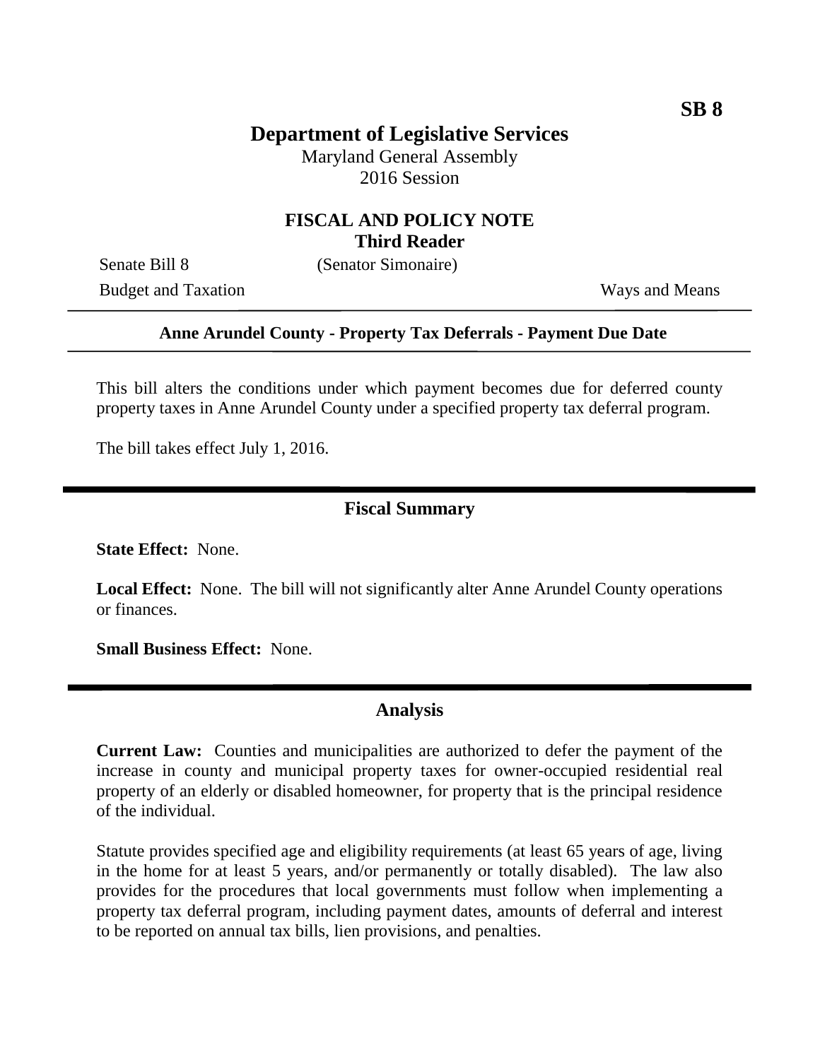**SB 8**

# Department of Legislative Services

Maryland General Assembly
2016 Session

## FISCAL AND POLICY NOTE
**Third Reader**

Senate Bill 8 (Senator Simonaire)
Budget and Taxation Ways and Means

---

**Anne Arundel County - Property Tax Deferrals - Payment Due Date**

---

This bill alters the conditions under which payment becomes due for deferred county property taxes in Anne Arundel County under a specified property tax deferral program.

The bill takes effect July 1, 2016.

## Fiscal Summary

**State Effect:** None.

**Local Effect:** None. The bill will not significantly alter Anne Arundel County operations or finances.

**Small Business Effect:** None.

## Analysis

**Current Law:** Counties and municipalities are authorized to defer the payment of the increase in county and municipal property taxes for owner-occupied residential real property of an elderly or disabled homeowner, for property that is the principal residence of the individual.

Statute provides specified age and eligibility requirements (at least 65 years of age, living in the home for at least 5 years, and/or permanently or totally disabled). The law also provides for the procedures that local governments must follow when implementing a property tax deferral program, including payment dates, amounts of deferral and interest to be reported on annual tax bills, lien provisions, and penalties.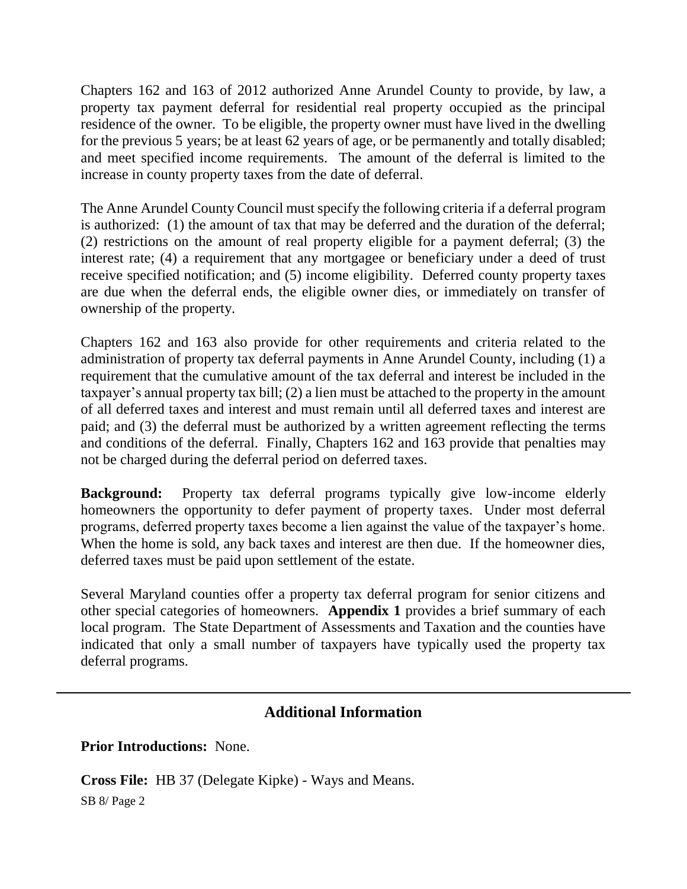Chapters 162 and 163 of 2012 authorized Anne Arundel County to provide, by law, a property tax payment deferral for residential real property occupied as the principal residence of the owner. To be eligible, the property owner must have lived in the dwelling for the previous 5 years; be at least 62 years of age, or be permanently and totally disabled; and meet specified income requirements. The amount of the deferral is limited to the increase in county property taxes from the date of deferral.

The Anne Arundel County Council must specify the following criteria if a deferral program is authorized: (1) the amount of tax that may be deferred and the duration of the deferral; (2) restrictions on the amount of real property eligible for a payment deferral; (3) the interest rate; (4) a requirement that any mortgagee or beneficiary under a deed of trust receive specified notification; and (5) income eligibility. Deferred county property taxes are due when the deferral ends, the eligible owner dies, or immediately on transfer of ownership of the property.

Chapters 162 and 163 also provide for other requirements and criteria related to the administration of property tax deferral payments in Anne Arundel County, including (1) a requirement that the cumulative amount of the tax deferral and interest be included in the taxpayer's annual property tax bill; (2) a lien must be attached to the property in the amount of all deferred taxes and interest and must remain until all deferred taxes and interest are paid; and (3) the deferral must be authorized by a written agreement reflecting the terms and conditions of the deferral. Finally, Chapters 162 and 163 provide that penalties may not be charged during the deferral period on deferred taxes.

**Background:** Property tax deferral programs typically give low-income elderly homeowners the opportunity to defer payment of property taxes. Under most deferral programs, deferred property taxes become a lien against the value of the taxpayer's home. When the home is sold, any back taxes and interest are then due. If the homeowner dies, deferred taxes must be paid upon settlement of the estate.

Several Maryland counties offer a property tax deferral program for senior citizens and other special categories of homeowners. **Appendix 1** provides a brief summary of each local program. The State Department of Assessments and Taxation and the counties have indicated that only a small number of taxpayers have typically used the property tax deferral programs.

---

## Additional Information

**Prior Introductions:** None.

**Cross File:** HB 37 (Delegate Kipke) - Ways and Means.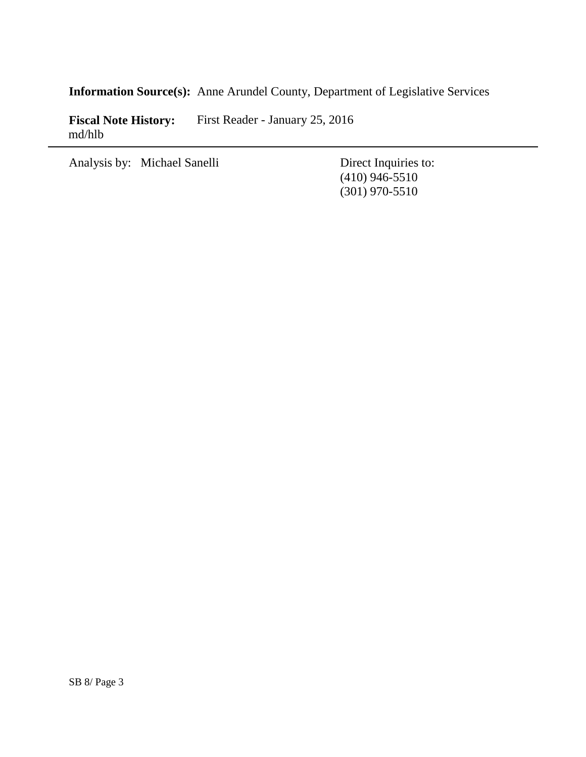**Information Source(s):** Anne Arundel County, Department of Legislative Services

**Fiscal Note History:** First Reader - January 25, 2016
md/hlb

---

Analysis by: Michael Sanelli

Direct Inquiries to:
(410) 946-5510
(301) 970-5510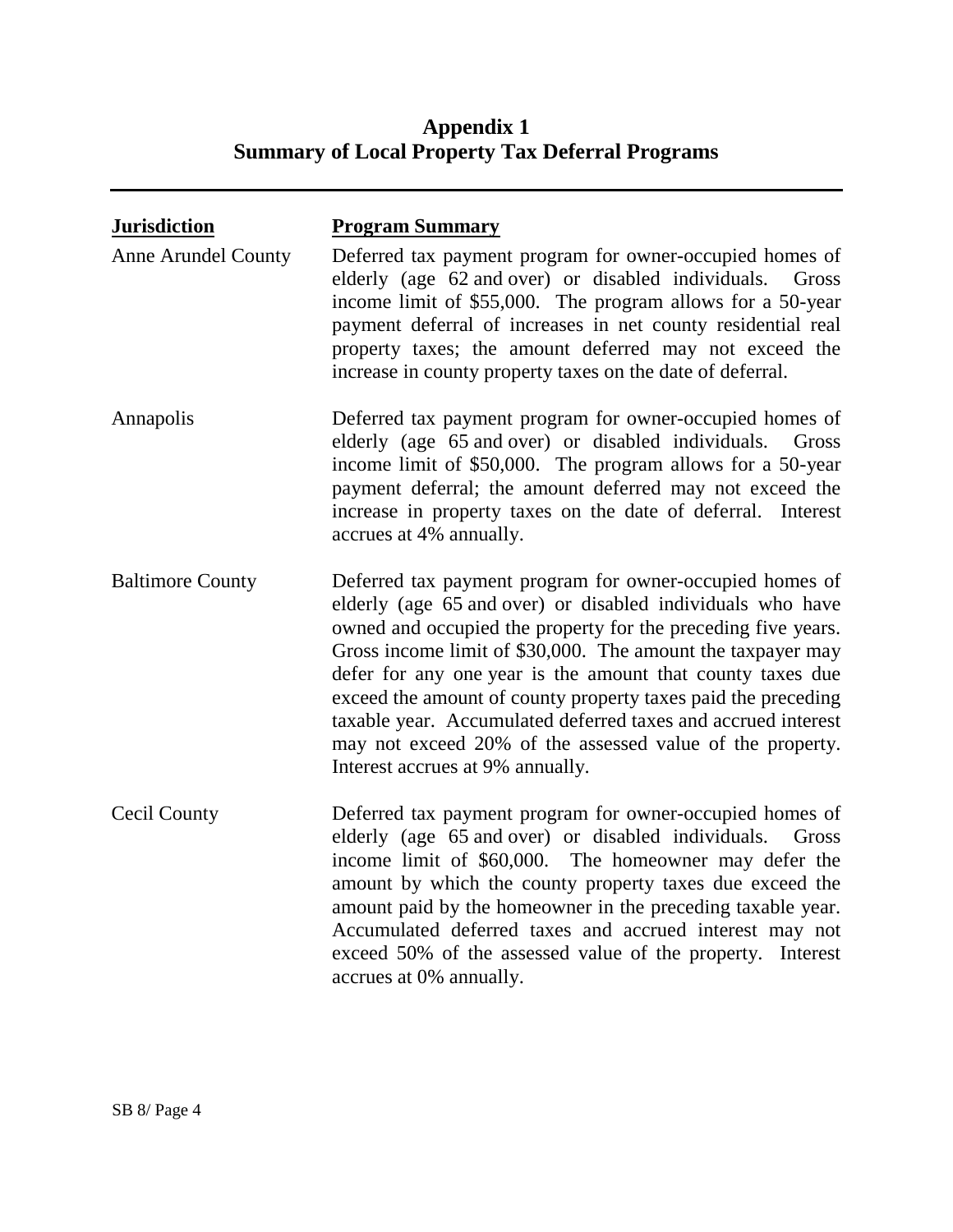# Appendix 1
# Summary of Local Property Tax Deferral Programs

| Jurisdiction | Program Summary |
| --- | --- |
| Anne Arundel County | Deferred tax payment program for owner-occupied homes of elderly (age 62 and over) or disabled individuals. Gross income limit of $55,000. The program allows for a 50-year payment deferral of increases in net county residential real property taxes; the amount deferred may not exceed the increase in county property taxes on the date of deferral. |
| Annapolis | Deferred tax payment program for owner-occupied homes of elderly (age 65 and over) or disabled individuals. Gross income limit of $50,000. The program allows for a 50-year payment deferral; the amount deferred may not exceed the increase in property taxes on the date of deferral. Interest accrues at 4% annually. |
| Baltimore County | Deferred tax payment program for owner-occupied homes of elderly (age 65 and over) or disabled individuals who have owned and occupied the property for the preceding five years. Gross income limit of $30,000. The amount the taxpayer may defer for any one year is the amount that county taxes due exceed the amount of county property taxes paid the preceding taxable year. Accumulated deferred taxes and accrued interest may not exceed 20% of the assessed value of the property. Interest accrues at 9% annually. |
| Cecil County | Deferred tax payment program for owner-occupied homes of elderly (age 65 and over) or disabled individuals. Gross income limit of $60,000. The homeowner may defer the amount by which the county property taxes due exceed the amount paid by the homeowner in the preceding taxable year. Accumulated deferred taxes and accrued interest may not exceed 50% of the assessed value of the property. Interest accrues at 0% annually. |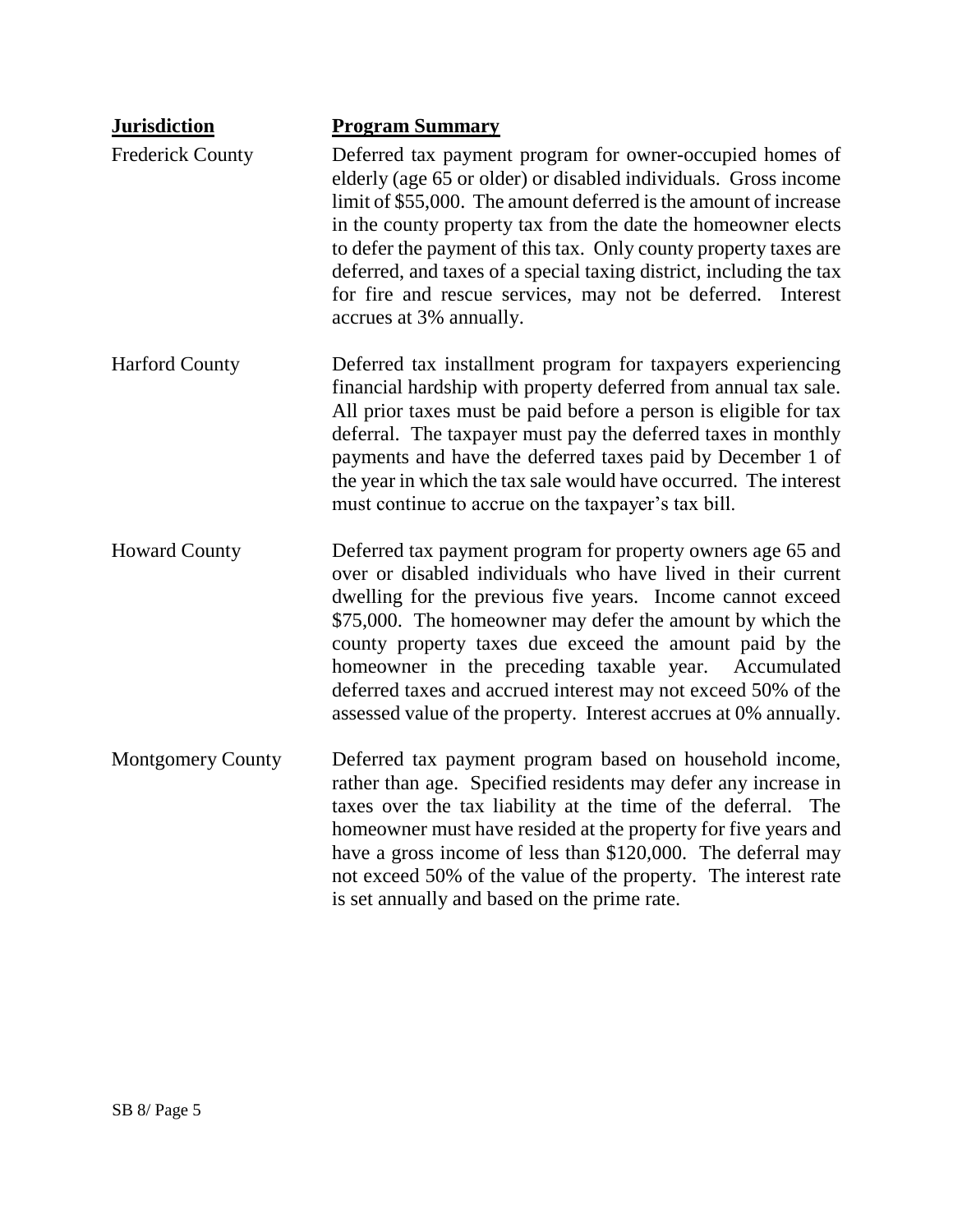| Jurisdiction | Program Summary |
| --- | --- |
| Frederick County | Deferred tax payment program for owner-occupied homes of elderly (age 65 or older) or disabled individuals. Gross income limit of $55,000. The amount deferred is the amount of increase in the county property tax from the date the homeowner elects to defer the payment of this tax. Only county property taxes are deferred, and taxes of a special taxing district, including the tax for fire and rescue services, may not be deferred. Interest accrues at 3% annually. |
| Harford County | Deferred tax installment program for taxpayers experiencing financial hardship with property deferred from annual tax sale. All prior taxes must be paid before a person is eligible for tax deferral. The taxpayer must pay the deferred taxes in monthly payments and have the deferred taxes paid by December 1 of the year in which the tax sale would have occurred. The interest must continue to accrue on the taxpayer's tax bill. |
| Howard County | Deferred tax payment program for property owners age 65 and over or disabled individuals who have lived in their current dwelling for the previous five years. Income cannot exceed $75,000. The homeowner may defer the amount by which the county property taxes due exceed the amount paid by the homeowner in the preceding taxable year. Accumulated deferred taxes and accrued interest may not exceed 50% of the assessed value of the property. Interest accrues at 0% annually. |
| Montgomery County | Deferred tax payment program based on household income, rather than age. Specified residents may defer any increase in taxes over the tax liability at the time of the deferral. The homeowner must have resided at the property for five years and have a gross income of less than $120,000. The deferral may not exceed 50% of the value of the property. The interest rate is set annually and based on the prime rate. |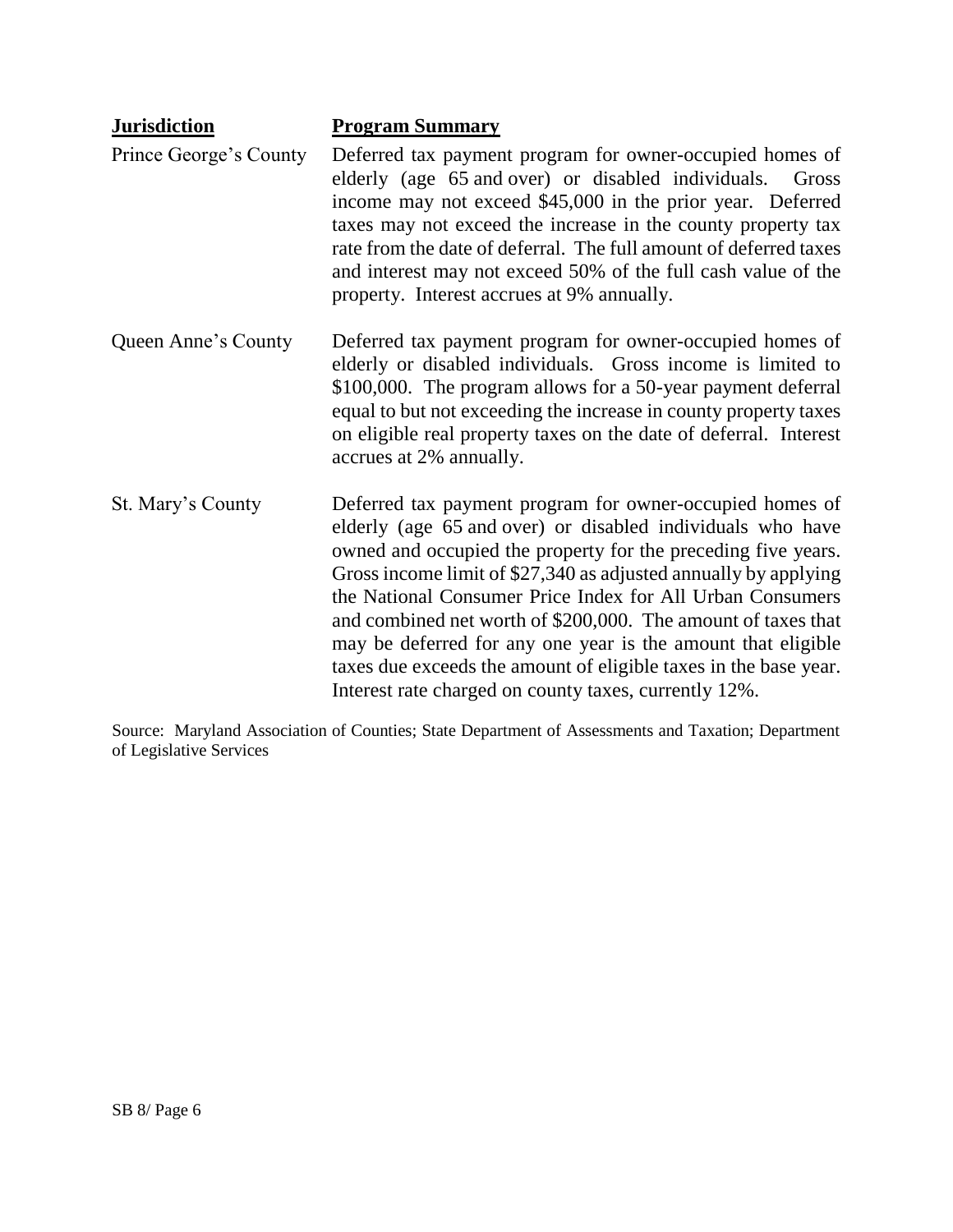| **Jurisdiction** | **Program Summary** |
|---|---|
| Prince George's County | Deferred tax payment program for owner-occupied homes of elderly (age 65 and over) or disabled individuals. Gross income may not exceed $45,000 in the prior year. Deferred taxes may not exceed the increase in the county property tax rate from the date of deferral. The full amount of deferred taxes and interest may not exceed 50% of the full cash value of the property. Interest accrues at 9% annually. |
| Queen Anne's County | Deferred tax payment program for owner-occupied homes of elderly or disabled individuals. Gross income is limited to $100,000. The program allows for a 50-year payment deferral equal to but not exceeding the increase in county property taxes on eligible real property taxes on the date of deferral. Interest accrues at 2% annually. |
| St. Mary's County | Deferred tax payment program for owner-occupied homes of elderly (age 65 and over) or disabled individuals who have owned and occupied the property for the preceding five years. Gross income limit of $27,340 as adjusted annually by applying the National Consumer Price Index for All Urban Consumers and combined net worth of $200,000. The amount of taxes that may be deferred for any one year is the amount that eligible taxes due exceeds the amount of eligible taxes in the base year. Interest rate charged on county taxes, currently 12%. |

Source: Maryland Association of Counties; State Department of Assessments and Taxation; Department of Legislative Services